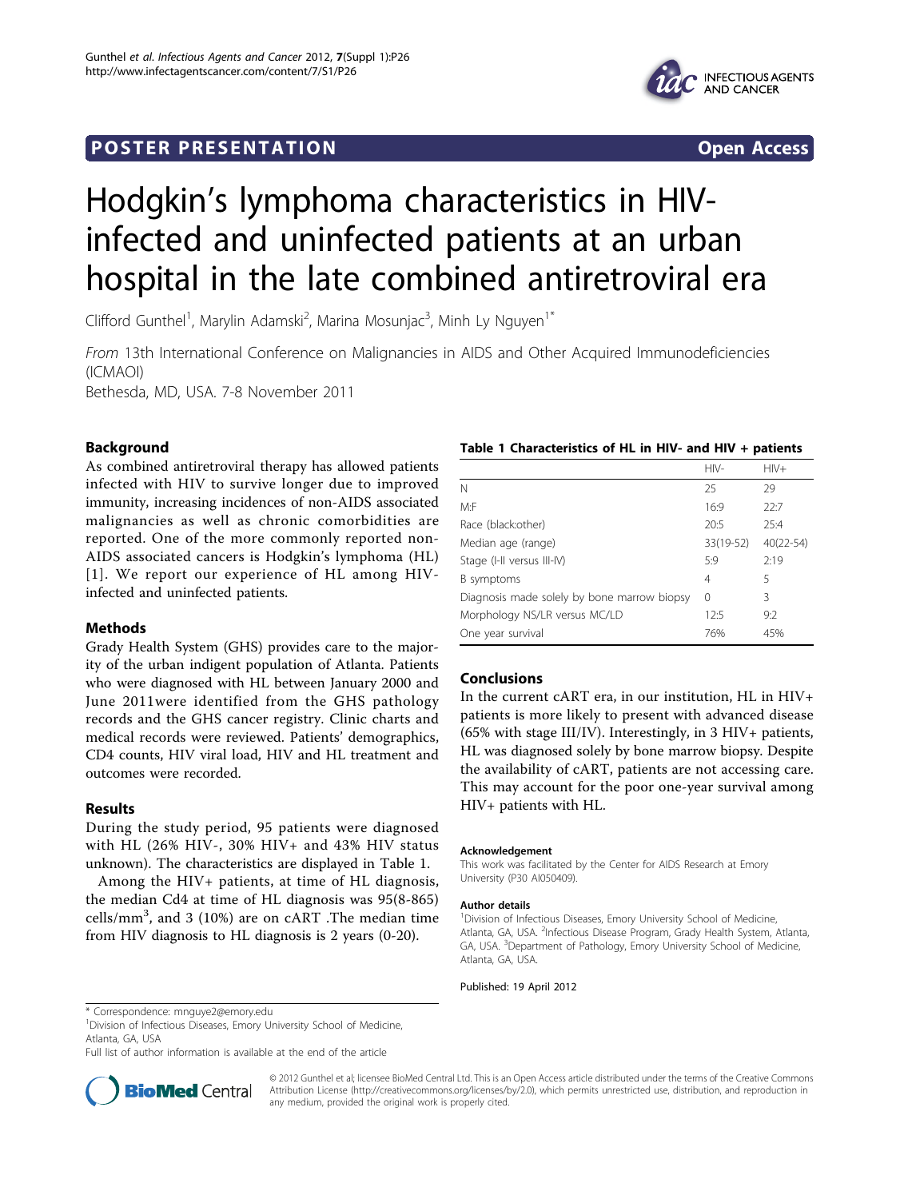POSTER PRESENTATION Open Access

# Hodgkin's lymphoma characteristics in HIV-infected and uninfected patients at an urban hospital in the late combined antiretroviral era

Clifford Gunthel[1], Marylin Adamski[2], Marina Mosunjac[3], Minh Ly Nguyen[1*]

*From* 13th International Conference on Malignancies in AIDS and Other Acquired Immunodeficiencies (ICMAOI)
Bethesda, MD, USA. 7-8 November 2011

## Background

As combined antiretroviral therapy has allowed patients infected with HIV to survive longer due to improved immunity, increasing incidences of non-AIDS associated malignancies as well as chronic comorbidities are reported. One of the more commonly reported non-AIDS associated cancers is Hodgkin's lymphoma (HL) [1]. We report our experience of HL among HIV-infected and uninfected patients.

## Methods

Grady Health System (GHS) provides care to the majority of the urban indigent population of Atlanta. Patients who were diagnosed with HL between January 2000 and June 2011were identified from the GHS pathology records and the GHS cancer registry. Clinic charts and medical records were reviewed. Patients' demographics, CD4 counts, HIV viral load, HIV and HL treatment and outcomes were recorded.

## Results

During the study period, 95 patients were diagnosed with HL (26% HIV-, 30% HIV+ and 43% HIV status unknown). The characteristics are displayed in Table 1.

Among the HIV+ patients, at time of HL diagnosis, the median Cd4 at time of HL diagnosis was 95(8-865) cells/mm$^3$, and 3 (10%) are on cART .The median time from HIV diagnosis to HL diagnosis is 2 years (0-20).

**Table 1 Characteristics of HL in HIV- and HIV + patients**

| | HIV- | HIV+ |
|---|---|---|
| N | 25 | 29 |
| M:F | 16:9 | 22:7 |
| Race (black:other) | 20:5 | 25:4 |
| Median age (range) | 33(19-52) | 40(22-54) |
| Stage (I-II versus III-IV) | 5:9 | 2:19 |
| B symptoms | 4 | 5 |
| Diagnosis made solely by bone marrow biopsy | 0 | 3 |
| Morphology NS/LR versus MC/LD | 12:5 | 9:2 |
| One year survival | 76% | 45% |

## Conclusions

In the current cART era, in our institution, HL in HIV+ patients is more likely to present with advanced disease (65% with stage III/IV). Interestingly, in 3 HIV+ patients, HL was diagnosed solely by bone marrow biopsy. Despite the availability of cART, patients are not accessing care. This may account for the poor one-year survival among HIV+ patients with HL.

#### Acknowledgement

This work was facilitated by the Center for AIDS Research at Emory University (P30 AI050409).

#### Author details

[1]Division of Infectious Diseases, Emory University School of Medicine, Atlanta, GA, USA. [2]Infectious Disease Program, Grady Health System, Atlanta, GA, USA. [3]Department of Pathology, Emory University School of Medicine, Atlanta, GA, USA.

Published: 19 April 2012

\* Correspondence: mnguye2@emory.edu
[1]Division of Infectious Diseases, Emory University School of Medicine, Atlanta, GA, USA
Full list of author information is available at the end of the article

© 2012 Gunthel et al; licensee BioMed Central Ltd. This is an Open Access article distributed under the terms of the Creative Commons Attribution License (http://creativecommons.org/licenses/by/2.0), which permits unrestricted use, distribution, and reproduction in any medium, provided the original work is properly cited.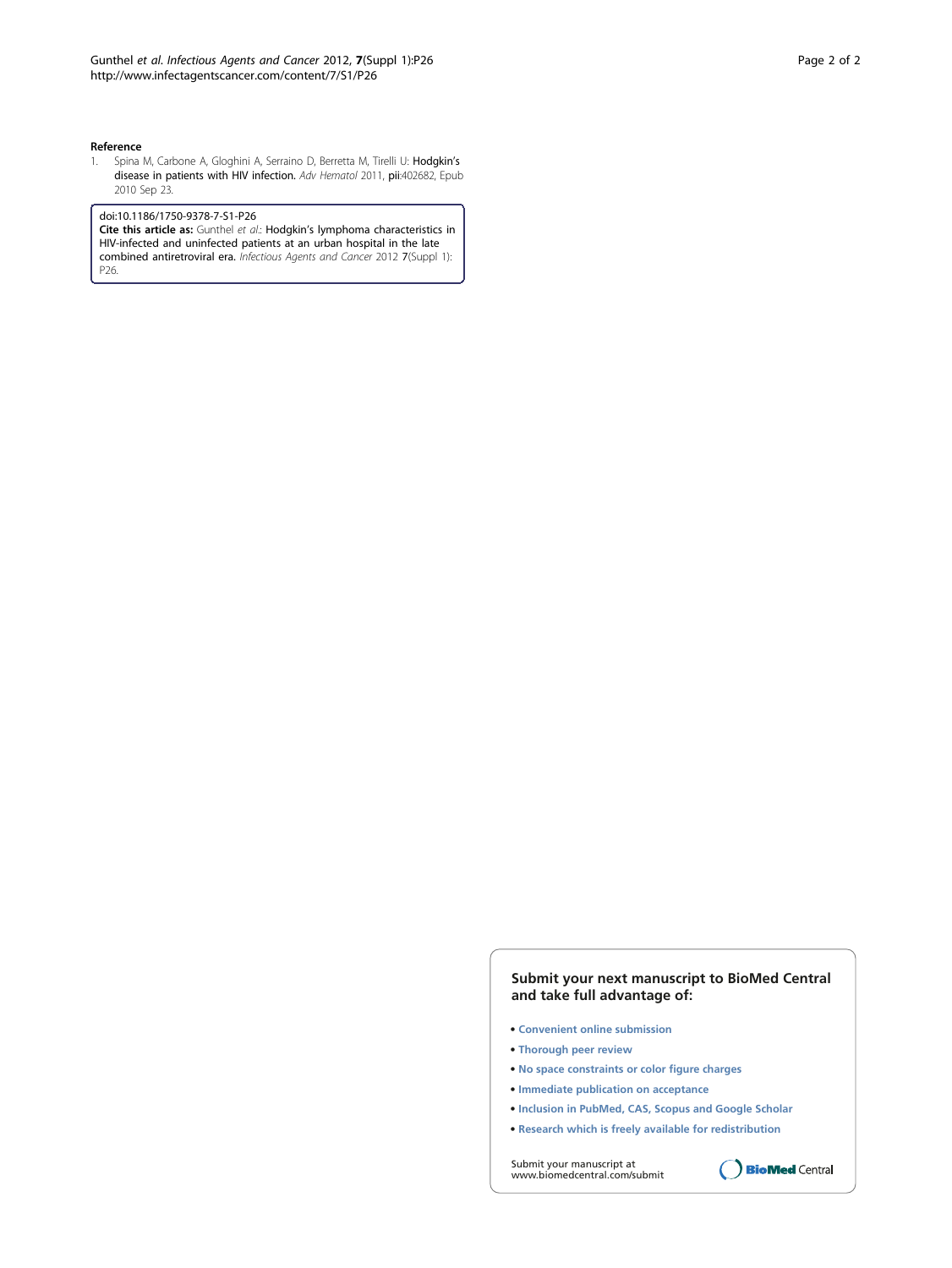## Reference

1. Spina M, Carbone A, Gloghini A, Serraino D, Berretta M, Tirelli U: **Hodgkin's disease in patients with HIV infection.** *Adv Hematol* 2011, **pii**:402682, Epub 2010 Sep 23.

doi:10.1186/1750-9378-7-S1-P26
**Cite this article as:** Gunthel *et al.*: **Hodgkin's lymphoma characteristics in HIV-infected and uninfected patients at an urban hospital in the late combined antiretroviral era.** *Infectious Agents and Cancer* 2012 **7**(Suppl 1): P26.

**Submit your next manuscript to BioMed Central and take full advantage of:**

- **Convenient online submission**
- **Thorough peer review**
- **No space constraints or color figure charges**
- **Immediate publication on acceptance**
- **Inclusion in PubMed, CAS, Scopus and Google Scholar**
- **Research which is freely available for redistribution**

Submit your manuscript at
www.biomedcentral.com/submit

BioMed Central